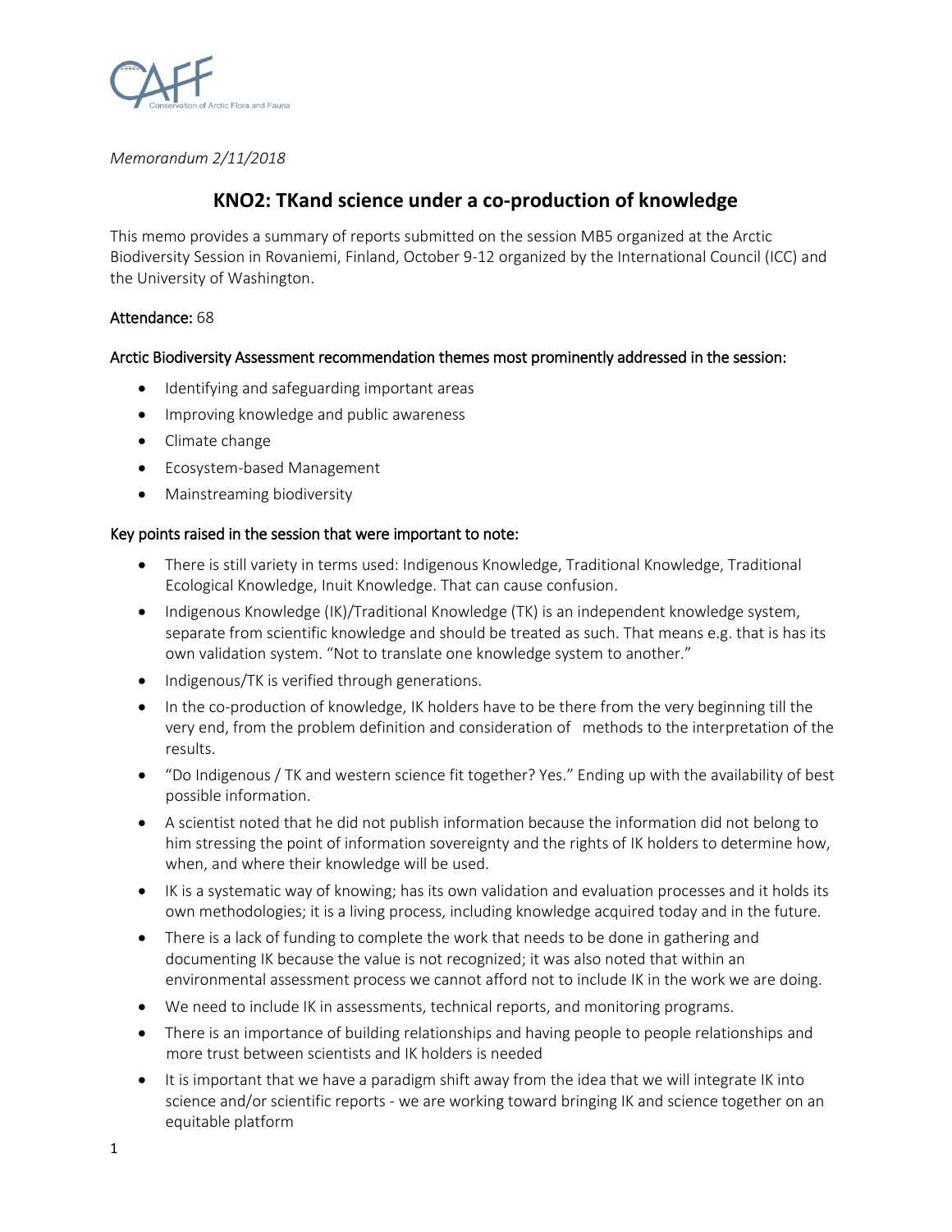*Memorandum 2/11/2018*

# KNO2: TKand science under a co-production of knowledge

This memo provides a summary of reports submitted on the session MB5 organized at the Arctic Biodiversity Session in Rovaniemi, Finland, October 9-12 organized by the International Council (ICC) and the University of Washington.

Attendance: 68

Arctic Biodiversity Assessment recommendation themes most prominently addressed in the session:

- Identifying and safeguarding important areas
- Improving knowledge and public awareness
- Climate change
- Ecosystem-based Management
- Mainstreaming biodiversity

Key points raised in the session that were important to note:

- There is still variety in terms used: Indigenous Knowledge, Traditional Knowledge, Traditional Ecological Knowledge, Inuit Knowledge. That can cause confusion.
- Indigenous Knowledge (IK)/Traditional Knowledge (TK) is an independent knowledge system, separate from scientific knowledge and should be treated as such. That means e.g. that is has its own validation system. "Not to translate one knowledge system to another."
- Indigenous/TK is verified through generations.
- In the co-production of knowledge, IK holders have to be there from the very beginning till the very end, from the problem definition and consideration of methods to the interpretation of the results.
- "Do Indigenous / TK and western science fit together? Yes." Ending up with the availability of best possible information.
- A scientist noted that he did not publish information because the information did not belong to him stressing the point of information sovereignty and the rights of IK holders to determine how, when, and where their knowledge will be used.
- IK is a systematic way of knowing; has its own validation and evaluation processes and it holds its own methodologies; it is a living process, including knowledge acquired today and in the future.
- There is a lack of funding to complete the work that needs to be done in gathering and documenting IK because the value is not recognized; it was also noted that within an environmental assessment process we cannot afford not to include IK in the work we are doing.
- We need to include IK in assessments, technical reports, and monitoring programs.
- There is an importance of building relationships and having people to people relationships and more trust between scientists and IK holders is needed
- It is important that we have a paradigm shift away from the idea that we will integrate IK into science and/or scientific reports - we are working toward bringing IK and science together on an equitable platform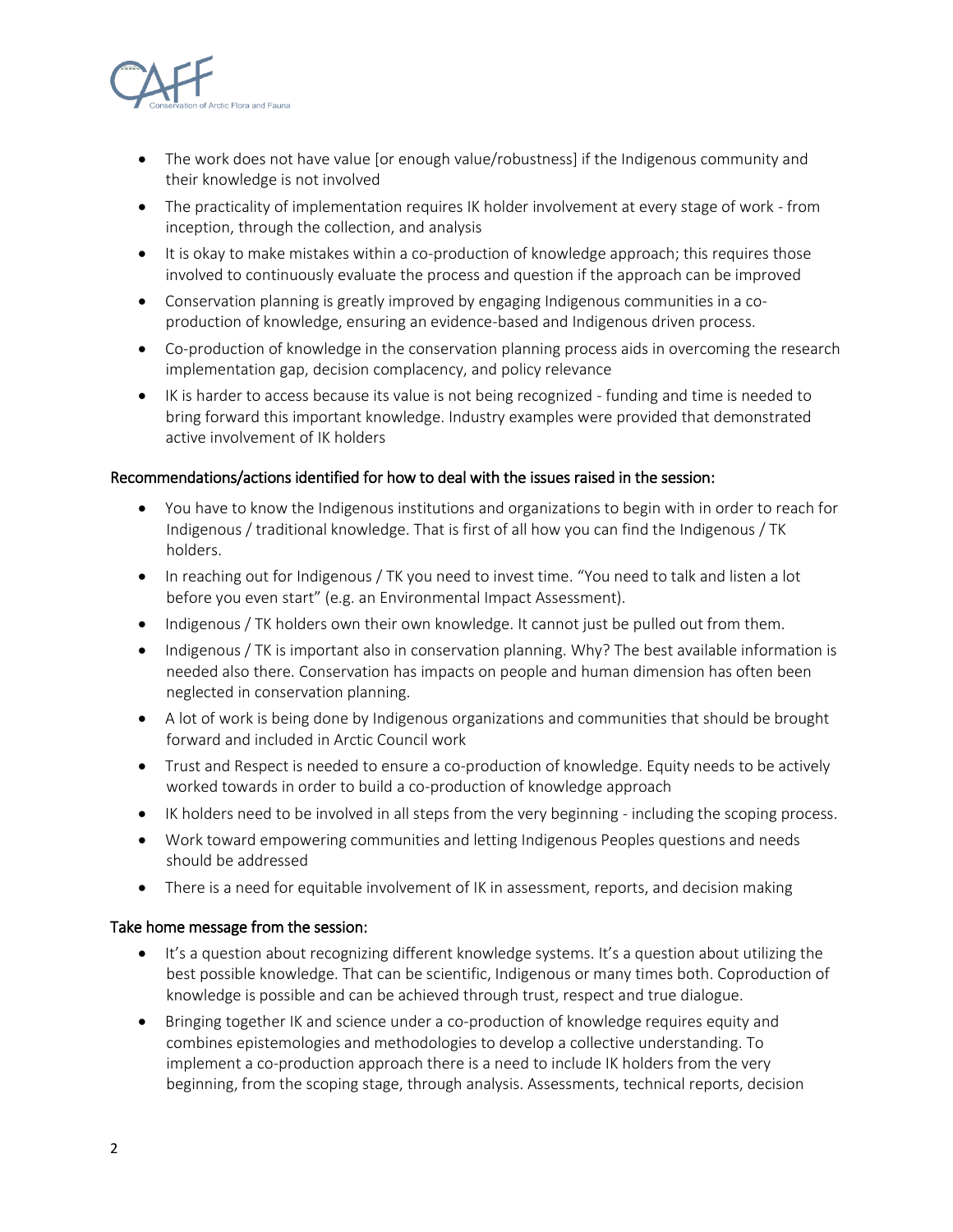- The work does not have value [or enough value/robustness] if the Indigenous community and their knowledge is not involved
- The practicality of implementation requires IK holder involvement at every stage of work - from inception, through the collection, and analysis
- It is okay to make mistakes within a co-production of knowledge approach; this requires those involved to continuously evaluate the process and question if the approach can be improved
- Conservation planning is greatly improved by engaging Indigenous communities in a co-production of knowledge, ensuring an evidence-based and Indigenous driven process.
- Co-production of knowledge in the conservation planning process aids in overcoming the research implementation gap, decision complacency, and policy relevance
- IK is harder to access because its value is not being recognized - funding and time is needed to bring forward this important knowledge. Industry examples were provided that demonstrated active involvement of IK holders

**Recommendations/actions identified for how to deal with the issues raised in the session:**

- You have to know the Indigenous institutions and organizations to begin with in order to reach for Indigenous / traditional knowledge. That is first of all how you can find the Indigenous / TK holders.
- In reaching out for Indigenous / TK you need to invest time. "You need to talk and listen a lot before you even start" (e.g. an Environmental Impact Assessment).
- Indigenous / TK holders own their own knowledge. It cannot just be pulled out from them.
- Indigenous / TK is important also in conservation planning. Why? The best available information is needed also there. Conservation has impacts on people and human dimension has often been neglected in conservation planning.
- A lot of work is being done by Indigenous organizations and communities that should be brought forward and included in Arctic Council work
- Trust and Respect is needed to ensure a co-production of knowledge. Equity needs to be actively worked towards in order to build a co-production of knowledge approach
- IK holders need to be involved in all steps from the very beginning - including the scoping process.
- Work toward empowering communities and letting Indigenous Peoples questions and needs should be addressed
- There is a need for equitable involvement of IK in assessment, reports, and decision making

**Take home message from the session:**

- It's a question about recognizing different knowledge systems. It's a question about utilizing the best possible knowledge. That can be scientific, Indigenous or many times both. Coproduction of knowledge is possible and can be achieved through trust, respect and true dialogue.
- Bringing together IK and science under a co-production of knowledge requires equity and combines epistemologies and methodologies to develop a collective understanding. To implement a co-production approach there is a need to include IK holders from the very beginning, from the scoping stage, through analysis. Assessments, technical reports, decision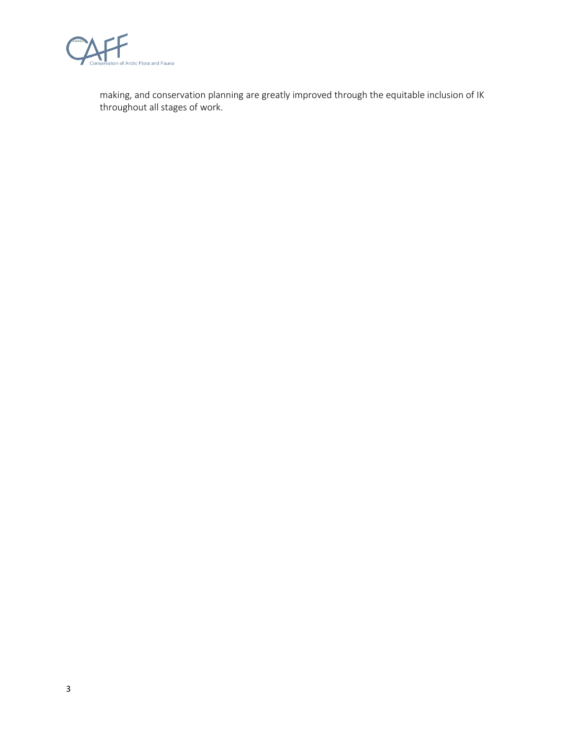making, and conservation planning are greatly improved through the equitable inclusion of IK throughout all stages of work.